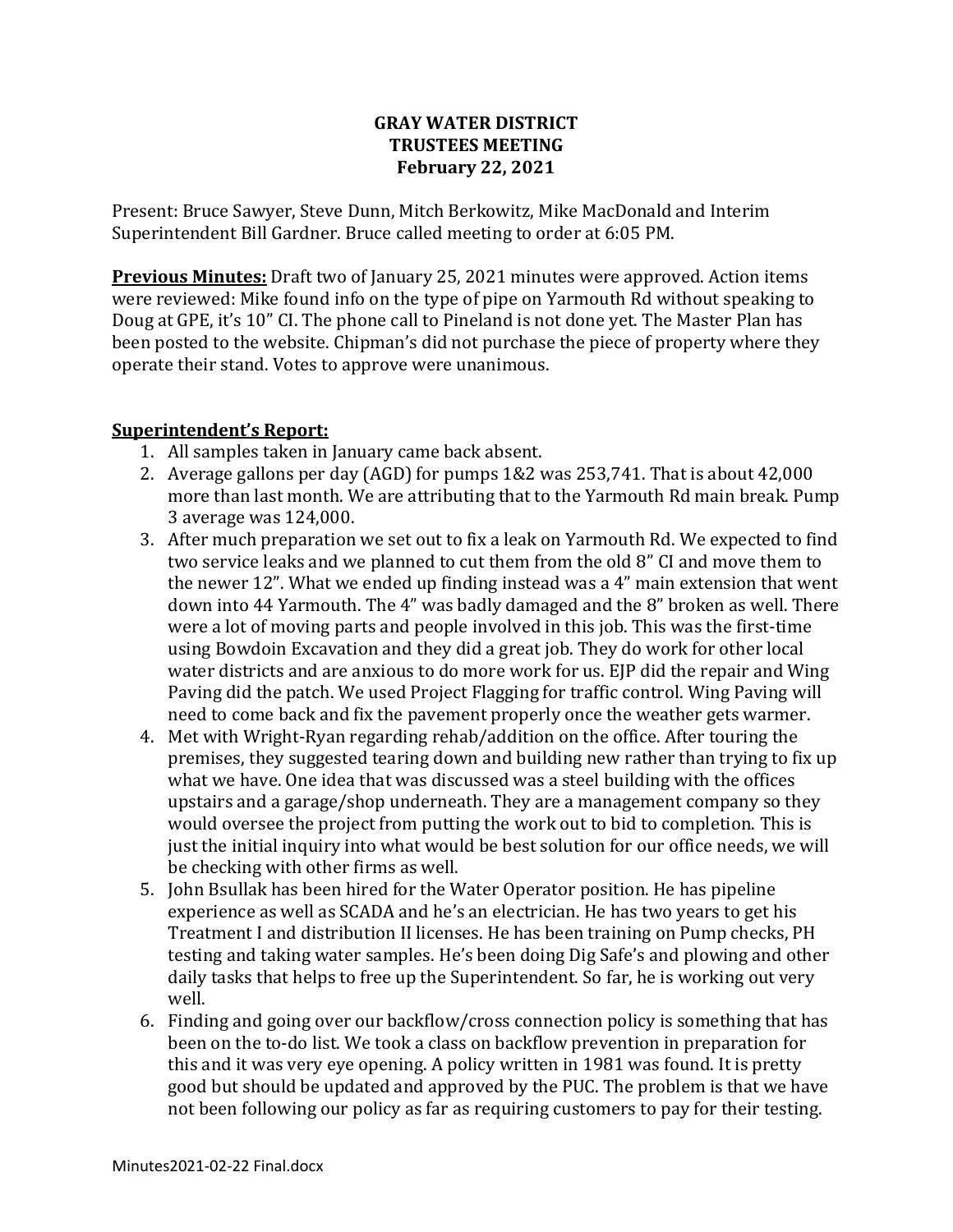# GRAY WATER DISTRICT
# TRUSTEES MEETING
# February 22, 2021

Present: Bruce Sawyer, Steve Dunn, Mitch Berkowitz, Mike MacDonald and Interim Superintendent Bill Gardner. Bruce called meeting to order at 6:05 PM.

**Previous Minutes:** Draft two of January 25, 2021 minutes were approved. Action items were reviewed: Mike found info on the type of pipe on Yarmouth Rd without speaking to Doug at GPE, it's 10" CI. The phone call to Pineland is not done yet. The Master Plan has been posted to the website. Chipman's did not purchase the piece of property where they operate their stand. Votes to approve were unanimous.

**Superintendent's Report:**

1. All samples taken in January came back absent.
2. Average gallons per day (AGD) for pumps 1&2 was 253,741. That is about 42,000 more than last month. We are attributing that to the Yarmouth Rd main break. Pump 3 average was 124,000.
3. After much preparation we set out to fix a leak on Yarmouth Rd. We expected to find two service leaks and we planned to cut them from the old 8" CI and move them to the newer 12". What we ended up finding instead was a 4" main extension that went down into 44 Yarmouth. The 4" was badly damaged and the 8" broken as well. There were a lot of moving parts and people involved in this job. This was the first-time using Bowdoin Excavation and they did a great job. They do work for other local water districts and are anxious to do more work for us. EJP did the repair and Wing Paving did the patch. We used Project Flagging for traffic control. Wing Paving will need to come back and fix the pavement properly once the weather gets warmer.
4. Met with Wright-Ryan regarding rehab/addition on the office. After touring the premises, they suggested tearing down and building new rather than trying to fix up what we have. One idea that was discussed was a steel building with the offices upstairs and a garage/shop underneath. They are a management company so they would oversee the project from putting the work out to bid to completion. This is just the initial inquiry into what would be best solution for our office needs, we will be checking with other firms as well.
5. John Bsullak has been hired for the Water Operator position. He has pipeline experience as well as SCADA and he's an electrician. He has two years to get his Treatment I and distribution II licenses. He has been training on Pump checks, PH testing and taking water samples. He's been doing Dig Safe's and plowing and other daily tasks that helps to free up the Superintendent. So far, he is working out very well.
6. Finding and going over our backflow/cross connection policy is something that has been on the to-do list. We took a class on backflow prevention in preparation for this and it was very eye opening. A policy written in 1981 was found. It is pretty good but should be updated and approved by the PUC. The problem is that we have not been following our policy as far as requiring customers to pay for their testing.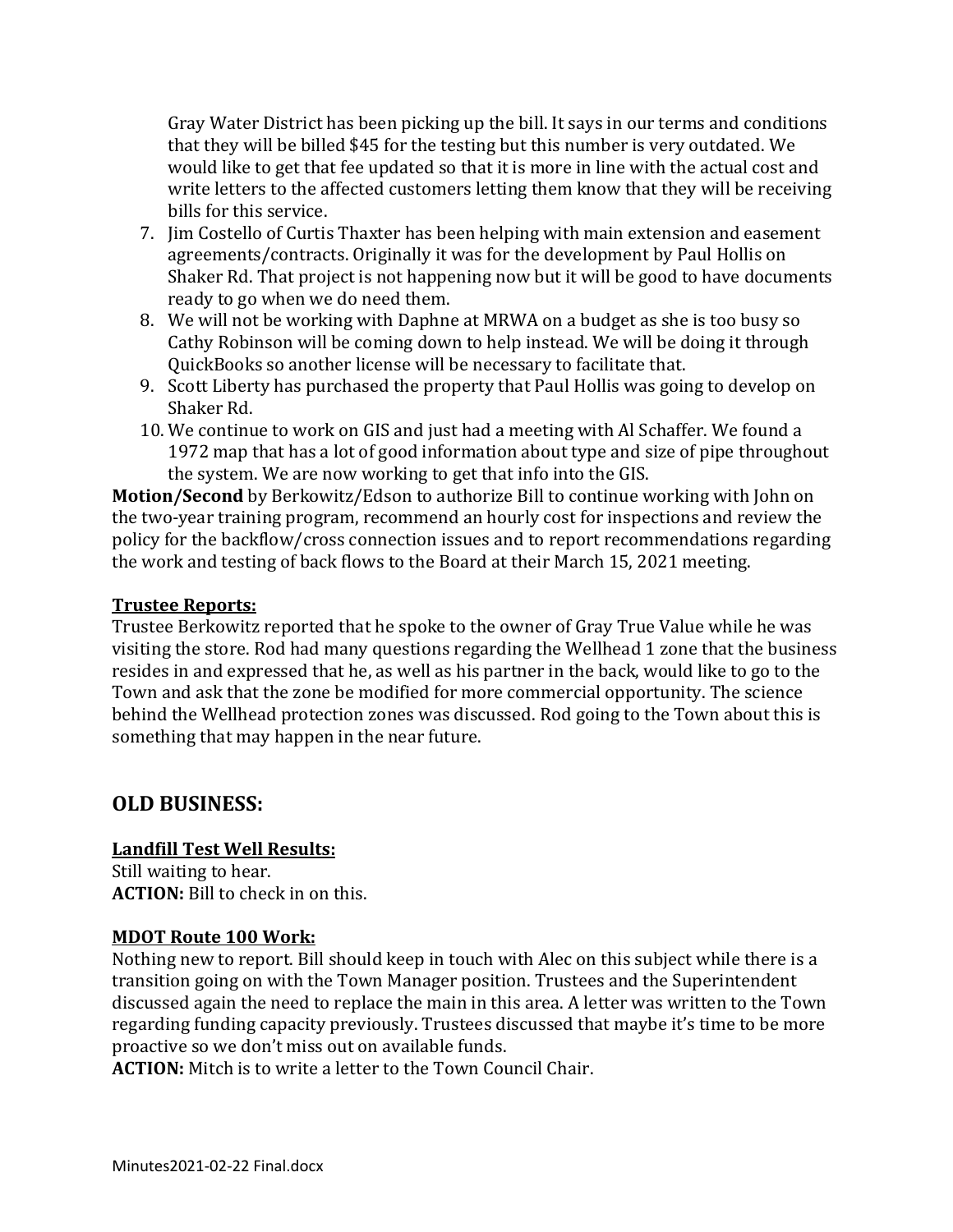Gray Water District has been picking up the bill. It says in our terms and conditions that they will be billed $45 for the testing but this number is very outdated. We would like to get that fee updated so that it is more in line with the actual cost and write letters to the affected customers letting them know that they will be receiving bills for this service.

7. Jim Costello of Curtis Thaxter has been helping with main extension and easement agreements/contracts. Originally it was for the development by Paul Hollis on Shaker Rd. That project is not happening now but it will be good to have documents ready to go when we do need them.
8. We will not be working with Daphne at MRWA on a budget as she is too busy so Cathy Robinson will be coming down to help instead. We will be doing it through QuickBooks so another license will be necessary to facilitate that.
9. Scott Liberty has purchased the property that Paul Hollis was going to develop on Shaker Rd.
10. We continue to work on GIS and just had a meeting with Al Schaffer. We found a 1972 map that has a lot of good information about type and size of pipe throughout the system. We are now working to get that info into the GIS.

**Motion/Second** by Berkowitz/Edson to authorize Bill to continue working with John on the two-year training program, recommend an hourly cost for inspections and review the policy for the backflow/cross connection issues and to report recommendations regarding the work and testing of back flows to the Board at their March 15, 2021 meeting.

**Trustee Reports:**

Trustee Berkowitz reported that he spoke to the owner of Gray True Value while he was visiting the store. Rod had many questions regarding the Wellhead 1 zone that the business resides in and expressed that he, as well as his partner in the back, would like to go to the Town and ask that the zone be modified for more commercial opportunity. The science behind the Wellhead protection zones was discussed. Rod going to the Town about this is something that may happen in the near future.

## OLD BUSINESS:

**Landfill Test Well Results:**

Still waiting to hear.
**ACTION:** Bill to check in on this.

**MDOT Route 100 Work:**

Nothing new to report. Bill should keep in touch with Alec on this subject while there is a transition going on with the Town Manager position. Trustees and the Superintendent discussed again the need to replace the main in this area. A letter was written to the Town regarding funding capacity previously. Trustees discussed that maybe it's time to be more proactive so we don't miss out on available funds.
**ACTION:** Mitch is to write a letter to the Town Council Chair.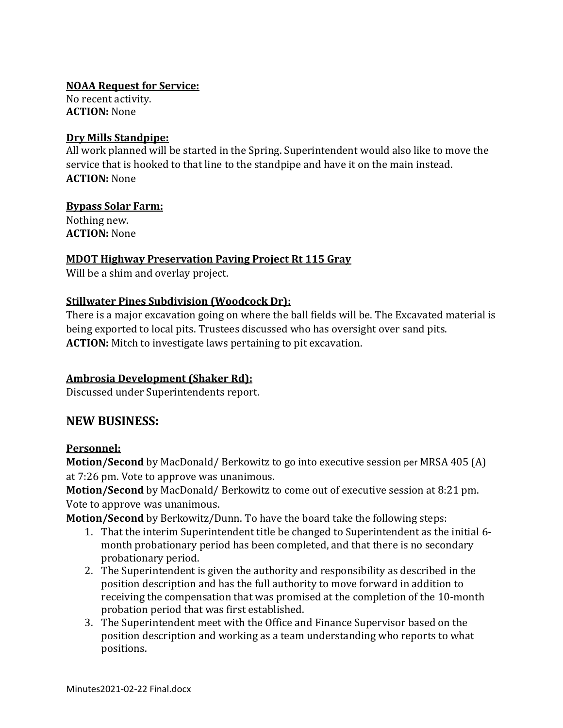**NOAA Request for Service:**
No recent activity.
**ACTION:** None

**Dry Mills Standpipe:**
All work planned will be started in the Spring. Superintendent would also like to move the service that is hooked to that line to the standpipe and have it on the main instead.
**ACTION:** None

**Bypass Solar Farm:**
Nothing new.
**ACTION:** None

**MDOT Highway Preservation Paving Project Rt 115 Gray**
Will be a shim and overlay project.

**Stillwater Pines Subdivision (Woodcock Dr):**
There is a major excavation going on where the ball fields will be. The Excavated material is being exported to local pits. Trustees discussed who has oversight over sand pits.
**ACTION:** Mitch to investigate laws pertaining to pit excavation.

**Ambrosia Development (Shaker Rd):**
Discussed under Superintendents report.

## NEW BUSINESS:

**Personnel:**
**Motion/Second** by MacDonald/ Berkowitz to go into executive session per MRSA 405 (A) at 7:26 pm. Vote to approve was unanimous.
**Motion/Second** by MacDonald/ Berkowitz to come out of executive session at 8:21 pm. Vote to approve was unanimous.
**Motion/Second** by Berkowitz/Dunn. To have the board take the following steps:

1. That the interim Superintendent title be changed to Superintendent as the initial 6-month probationary period has been completed, and that there is no secondary probationary period.
2. The Superintendent is given the authority and responsibility as described in the position description and has the full authority to move forward in addition to receiving the compensation that was promised at the completion of the 10-month probation period that was first established.
3. The Superintendent meet with the Office and Finance Supervisor based on the position description and working as a team understanding who reports to what positions.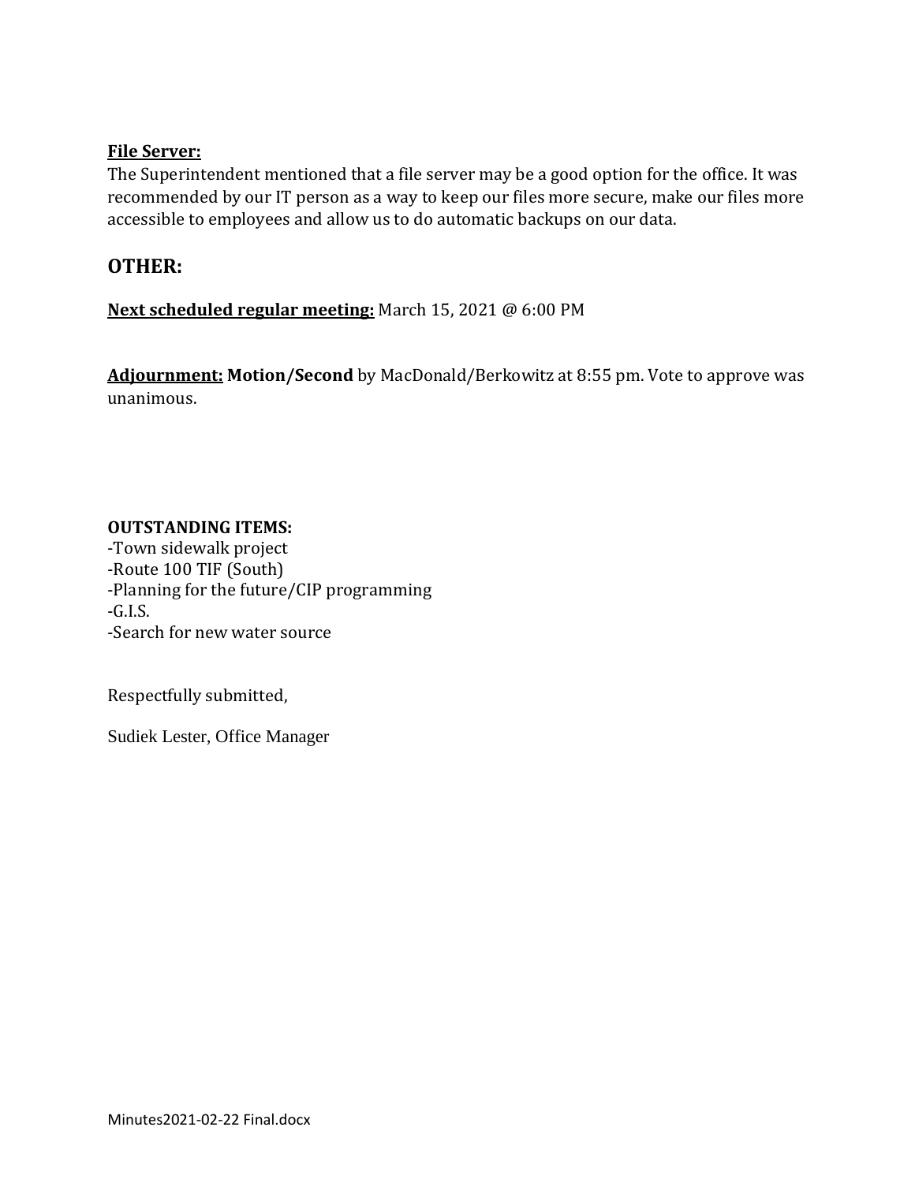**File Server:**
The Superintendent mentioned that a file server may be a good option for the office. It was recommended by our IT person as a way to keep our files more secure, make our files more accessible to employees and allow us to do automatic backups on our data.

## OTHER:

**Next scheduled regular meeting:** March 15, 2021 @ 6:00 PM

**Adjournment: Motion/Second** by MacDonald/Berkowitz at 8:55 pm. Vote to approve was unanimous.

**OUTSTANDING ITEMS:**
-Town sidewalk project
-Route 100 TIF (South)
-Planning for the future/CIP programming
-G.I.S.
-Search for new water source

Respectfully submitted,

Sudiek Lester, Office Manager

Minutes2021-02-22 Final.docx